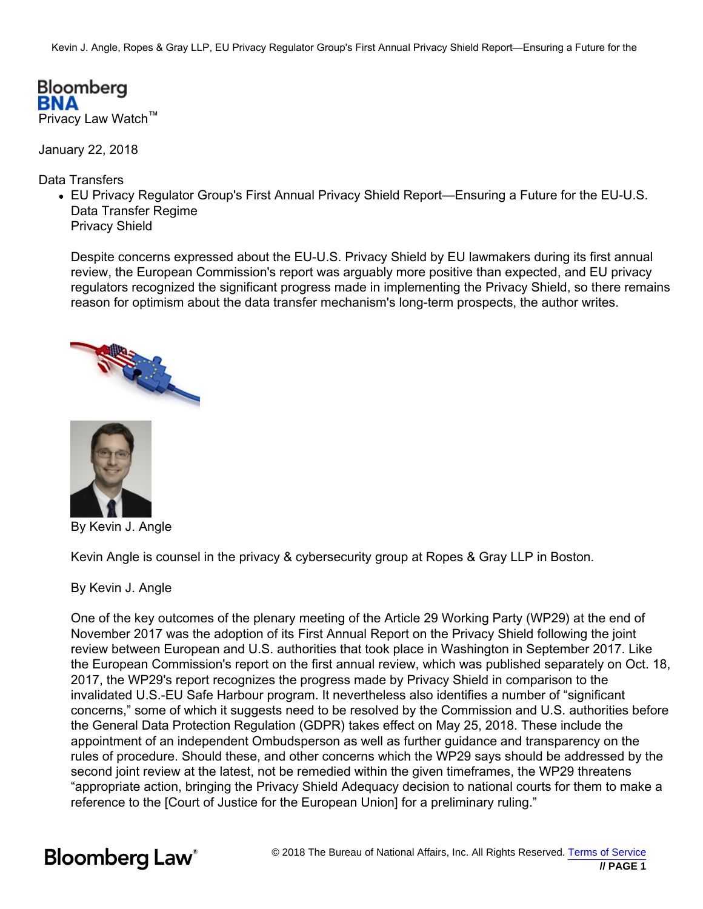Bloomberg BNA
Privacy Law Watch™

January 22, 2018

Data Transfers

- EU Privacy Regulator Group's First Annual Privacy Shield Report—Ensuring a Future for the EU-U.S. Data Transfer Regime
  Privacy Shield

  Despite concerns expressed about the EU-U.S. Privacy Shield by EU lawmakers during its first annual review, the European Commission's report was arguably more positive than expected, and EU privacy regulators recognized the significant progress made in implementing the Privacy Shield, so there remains reason for optimism about the data transfer mechanism's long-term prospects, the author writes.

  By Kevin J. Angle

  Kevin Angle is counsel in the privacy & cybersecurity group at Ropes & Gray LLP in Boston.

  By Kevin J. Angle

  One of the key outcomes of the plenary meeting of the Article 29 Working Party (WP29) at the end of November 2017 was the adoption of its First Annual Report on the Privacy Shield following the joint review between European and U.S. authorities that took place in Washington in September 2017. Like the European Commission's report on the first annual review, which was published separately on Oct. 18, 2017, the WP29's report recognizes the progress made by Privacy Shield in comparison to the invalidated U.S.-EU Safe Harbour program. It nevertheless also identifies a number of "significant concerns," some of which it suggests need to be resolved by the Commission and U.S. authorities before the General Data Protection Regulation (GDPR) takes effect on May 25, 2018. These include the appointment of an independent Ombudsperson as well as further guidance and transparency on the rules of procedure. Should these, and other concerns which the WP29 says should be addressed by the second joint review at the latest, not be remedied within the given timeframes, the WP29 threatens "appropriate action, bringing the Privacy Shield Adequacy decision to national courts for them to make a reference to the [Court of Justice for the European Union] for a preliminary ruling."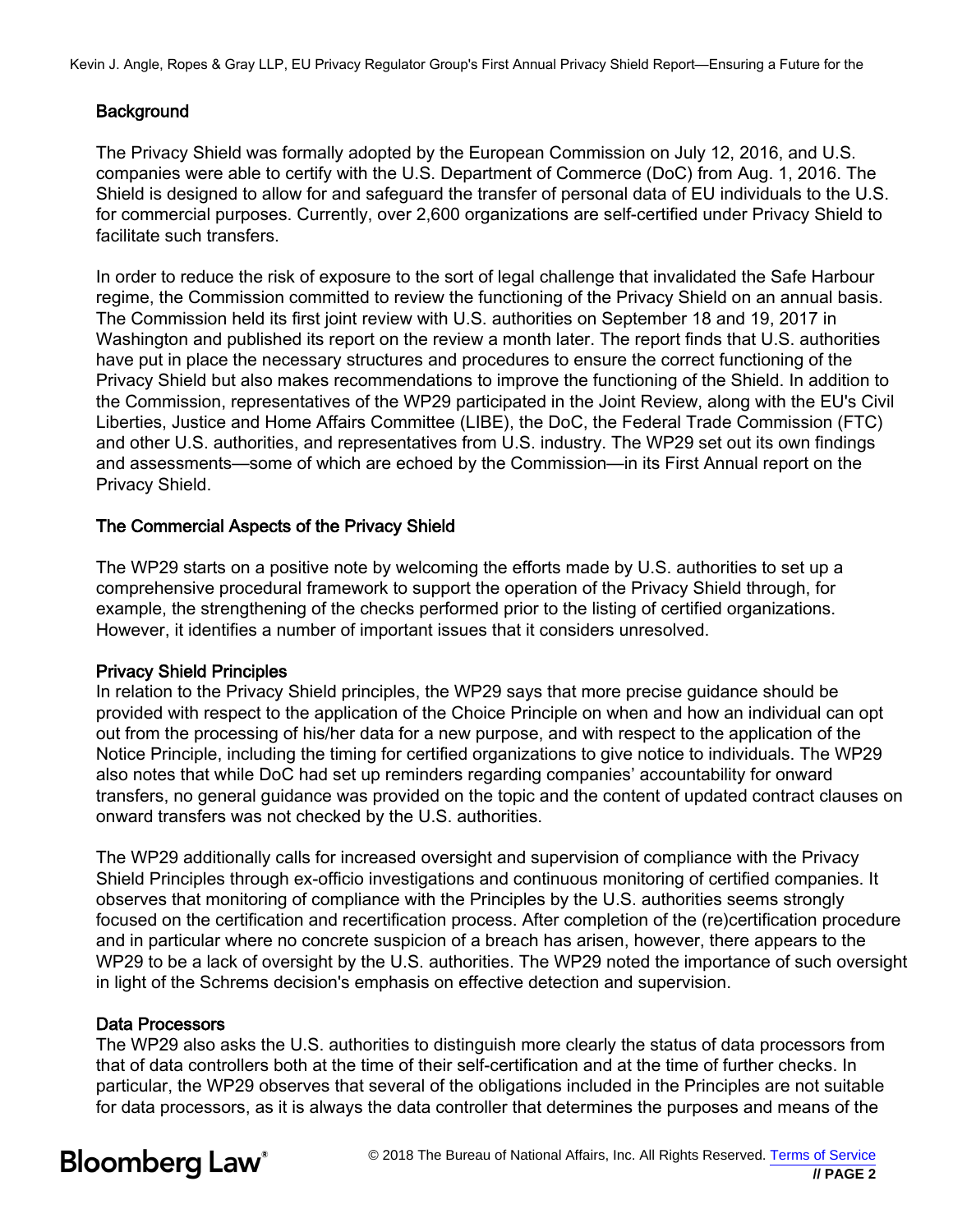## Background

The Privacy Shield was formally adopted by the European Commission on July 12, 2016, and U.S. companies were able to certify with the U.S. Department of Commerce (DoC) from Aug. 1, 2016. The Shield is designed to allow for and safeguard the transfer of personal data of EU individuals to the U.S. for commercial purposes. Currently, over 2,600 organizations are self-certified under Privacy Shield to facilitate such transfers.

In order to reduce the risk of exposure to the sort of legal challenge that invalidated the Safe Harbour regime, the Commission committed to review the functioning of the Privacy Shield on an annual basis. The Commission held its first joint review with U.S. authorities on September 18 and 19, 2017 in Washington and published its report on the review a month later. The report finds that U.S. authorities have put in place the necessary structures and procedures to ensure the correct functioning of the Privacy Shield but also makes recommendations to improve the functioning of the Shield. In addition to the Commission, representatives of the WP29 participated in the Joint Review, along with the EU's Civil Liberties, Justice and Home Affairs Committee (LIBE), the DoC, the Federal Trade Commission (FTC) and other U.S. authorities, and representatives from U.S. industry. The WP29 set out its own findings and assessments—some of which are echoed by the Commission—in its First Annual report on the Privacy Shield.

## The Commercial Aspects of the Privacy Shield

The WP29 starts on a positive note by welcoming the efforts made by U.S. authorities to set up a comprehensive procedural framework to support the operation of the Privacy Shield through, for example, the strengthening of the checks performed prior to the listing of certified organizations. However, it identifies a number of important issues that it considers unresolved.

### Privacy Shield Principles

In relation to the Privacy Shield principles, the WP29 says that more precise guidance should be provided with respect to the application of the Choice Principle on when and how an individual can opt out from the processing of his/her data for a new purpose, and with respect to the application of the Notice Principle, including the timing for certified organizations to give notice to individuals. The WP29 also notes that while DoC had set up reminders regarding companies' accountability for onward transfers, no general guidance was provided on the topic and the content of updated contract clauses on onward transfers was not checked by the U.S. authorities.

The WP29 additionally calls for increased oversight and supervision of compliance with the Privacy Shield Principles through ex-officio investigations and continuous monitoring of certified companies. It observes that monitoring of compliance with the Principles by the U.S. authorities seems strongly focused on the certification and recertification process. After completion of the (re)certification procedure and in particular where no concrete suspicion of a breach has arisen, however, there appears to the WP29 to be a lack of oversight by the U.S. authorities. The WP29 noted the importance of such oversight in light of the Schrems decision's emphasis on effective detection and supervision.

### Data Processors

The WP29 also asks the U.S. authorities to distinguish more clearly the status of data processors from that of data controllers both at the time of their self-certification and at the time of further checks. In particular, the WP29 observes that several of the obligations included in the Principles are not suitable for data processors, as it is always the data controller that determines the purposes and means of the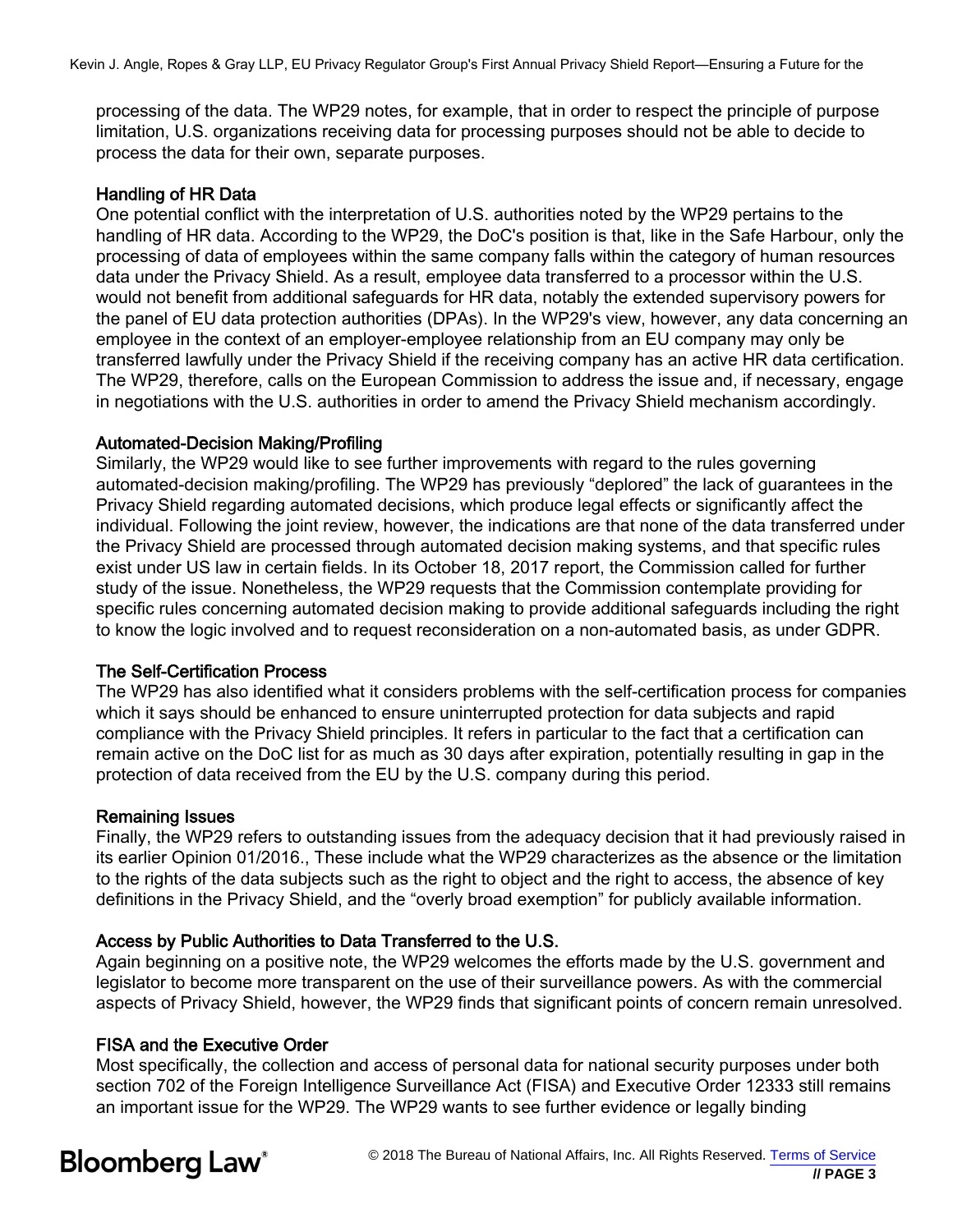processing of the data. The WP29 notes, for example, that in order to respect the principle of purpose limitation, U.S. organizations receiving data for processing purposes should not be able to decide to process the data for their own, separate purposes.

### Handling of HR Data

One potential conflict with the interpretation of U.S. authorities noted by the WP29 pertains to the handling of HR data. According to the WP29, the DoC's position is that, like in the Safe Harbour, only the processing of data of employees within the same company falls within the category of human resources data under the Privacy Shield. As a result, employee data transferred to a processor within the U.S. would not benefit from additional safeguards for HR data, notably the extended supervisory powers for the panel of EU data protection authorities (DPAs). In the WP29's view, however, any data concerning an employee in the context of an employer-employee relationship from an EU company may only be transferred lawfully under the Privacy Shield if the receiving company has an active HR data certification. The WP29, therefore, calls on the European Commission to address the issue and, if necessary, engage in negotiations with the U.S. authorities in order to amend the Privacy Shield mechanism accordingly.

### Automated-Decision Making/Profiling

Similarly, the WP29 would like to see further improvements with regard to the rules governing automated-decision making/profiling. The WP29 has previously "deplored" the lack of guarantees in the Privacy Shield regarding automated decisions, which produce legal effects or significantly affect the individual. Following the joint review, however, the indications are that none of the data transferred under the Privacy Shield are processed through automated decision making systems, and that specific rules exist under US law in certain fields. In its October 18, 2017 report, the Commission called for further study of the issue. Nonetheless, the WP29 requests that the Commission contemplate providing for specific rules concerning automated decision making to provide additional safeguards including the right to know the logic involved and to request reconsideration on a non-automated basis, as under GDPR.

### The Self-Certification Process

The WP29 has also identified what it considers problems with the self-certification process for companies which it says should be enhanced to ensure uninterrupted protection for data subjects and rapid compliance with the Privacy Shield principles. It refers in particular to the fact that a certification can remain active on the DoC list for as much as 30 days after expiration, potentially resulting in gap in the protection of data received from the EU by the U.S. company during this period.

### Remaining Issues

Finally, the WP29 refers to outstanding issues from the adequacy decision that it had previously raised in its earlier Opinion 01/2016., These include what the WP29 characterizes as the absence or the limitation to the rights of the data subjects such as the right to object and the right to access, the absence of key definitions in the Privacy Shield, and the "overly broad exemption" for publicly available information.

### Access by Public Authorities to Data Transferred to the U.S.

Again beginning on a positive note, the WP29 welcomes the efforts made by the U.S. government and legislator to become more transparent on the use of their surveillance powers. As with the commercial aspects of Privacy Shield, however, the WP29 finds that significant points of concern remain unresolved.

### FISA and the Executive Order

Most specifically, the collection and access of personal data for national security purposes under both section 702 of the Foreign Intelligence Surveillance Act (FISA) and Executive Order 12333 still remains an important issue for the WP29. The WP29 wants to see further evidence or legally binding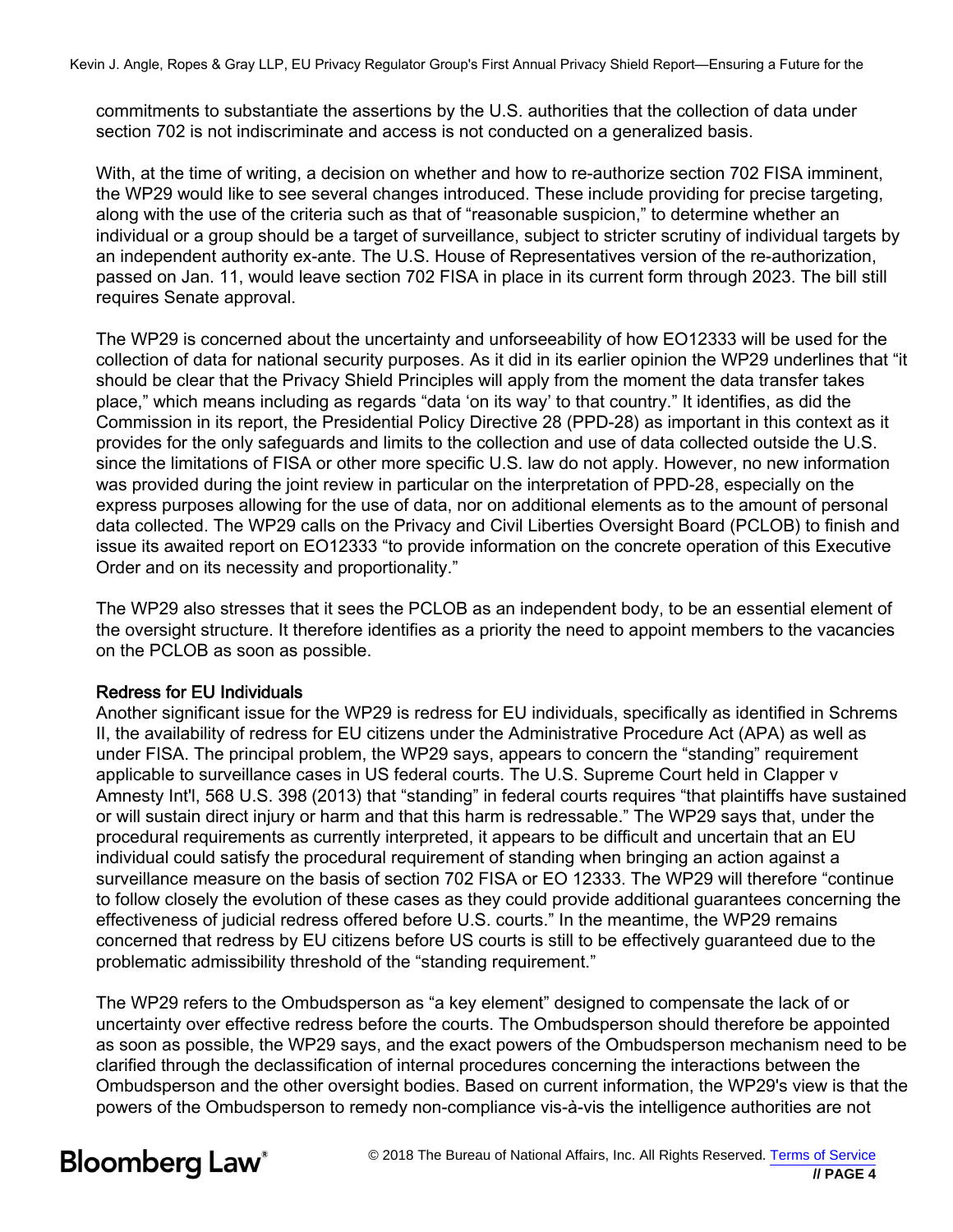commitments to substantiate the assertions by the U.S. authorities that the collection of data under section 702 is not indiscriminate and access is not conducted on a generalized basis.

With, at the time of writing, a decision on whether and how to re-authorize section 702 FISA imminent, the WP29 would like to see several changes introduced. These include providing for precise targeting, along with the use of the criteria such as that of "reasonable suspicion," to determine whether an individual or a group should be a target of surveillance, subject to stricter scrutiny of individual targets by an independent authority ex-ante. The U.S. House of Representatives version of the re-authorization, passed on Jan. 11, would leave section 702 FISA in place in its current form through 2023. The bill still requires Senate approval.

The WP29 is concerned about the uncertainty and unforseeability of how EO12333 will be used for the collection of data for national security purposes. As it did in its earlier opinion the WP29 underlines that "it should be clear that the Privacy Shield Principles will apply from the moment the data transfer takes place," which means including as regards "data 'on its way' to that country." It identifies, as did the Commission in its report, the Presidential Policy Directive 28 (PPD-28) as important in this context as it provides for the only safeguards and limits to the collection and use of data collected outside the U.S. since the limitations of FISA or other more specific U.S. law do not apply. However, no new information was provided during the joint review in particular on the interpretation of PPD-28, especially on the express purposes allowing for the use of data, nor on additional elements as to the amount of personal data collected. The WP29 calls on the Privacy and Civil Liberties Oversight Board (PCLOB) to finish and issue its awaited report on EO12333 "to provide information on the concrete operation of this Executive Order and on its necessity and proportionality."

The WP29 also stresses that it sees the PCLOB as an independent body, to be an essential element of the oversight structure. It therefore identifies as a priority the need to appoint members to the vacancies on the PCLOB as soon as possible.

## Redress for EU Individuals

Another significant issue for the WP29 is redress for EU individuals, specifically as identified in Schrems II, the availability of redress for EU citizens under the Administrative Procedure Act (APA) as well as under FISA. The principal problem, the WP29 says, appears to concern the "standing" requirement applicable to surveillance cases in US federal courts. The U.S. Supreme Court held in Clapper v Amnesty Int'l, 568 U.S. 398 (2013) that "standing" in federal courts requires "that plaintiffs have sustained or will sustain direct injury or harm and that this harm is redressable." The WP29 says that, under the procedural requirements as currently interpreted, it appears to be difficult and uncertain that an EU individual could satisfy the procedural requirement of standing when bringing an action against a surveillance measure on the basis of section 702 FISA or EO 12333. The WP29 will therefore "continue to follow closely the evolution of these cases as they could provide additional guarantees concerning the effectiveness of judicial redress offered before U.S. courts." In the meantime, the WP29 remains concerned that redress by EU citizens before US courts is still to be effectively guaranteed due to the problematic admissibility threshold of the "standing requirement."

The WP29 refers to the Ombudsperson as "a key element" designed to compensate the lack of or uncertainty over effective redress before the courts. The Ombudsperson should therefore be appointed as soon as possible, the WP29 says, and the exact powers of the Ombudsperson mechanism need to be clarified through the declassification of internal procedures concerning the interactions between the Ombudsperson and the other oversight bodies. Based on current information, the WP29's view is that the powers of the Ombudsperson to remedy non-compliance vis-à-vis the intelligence authorities are not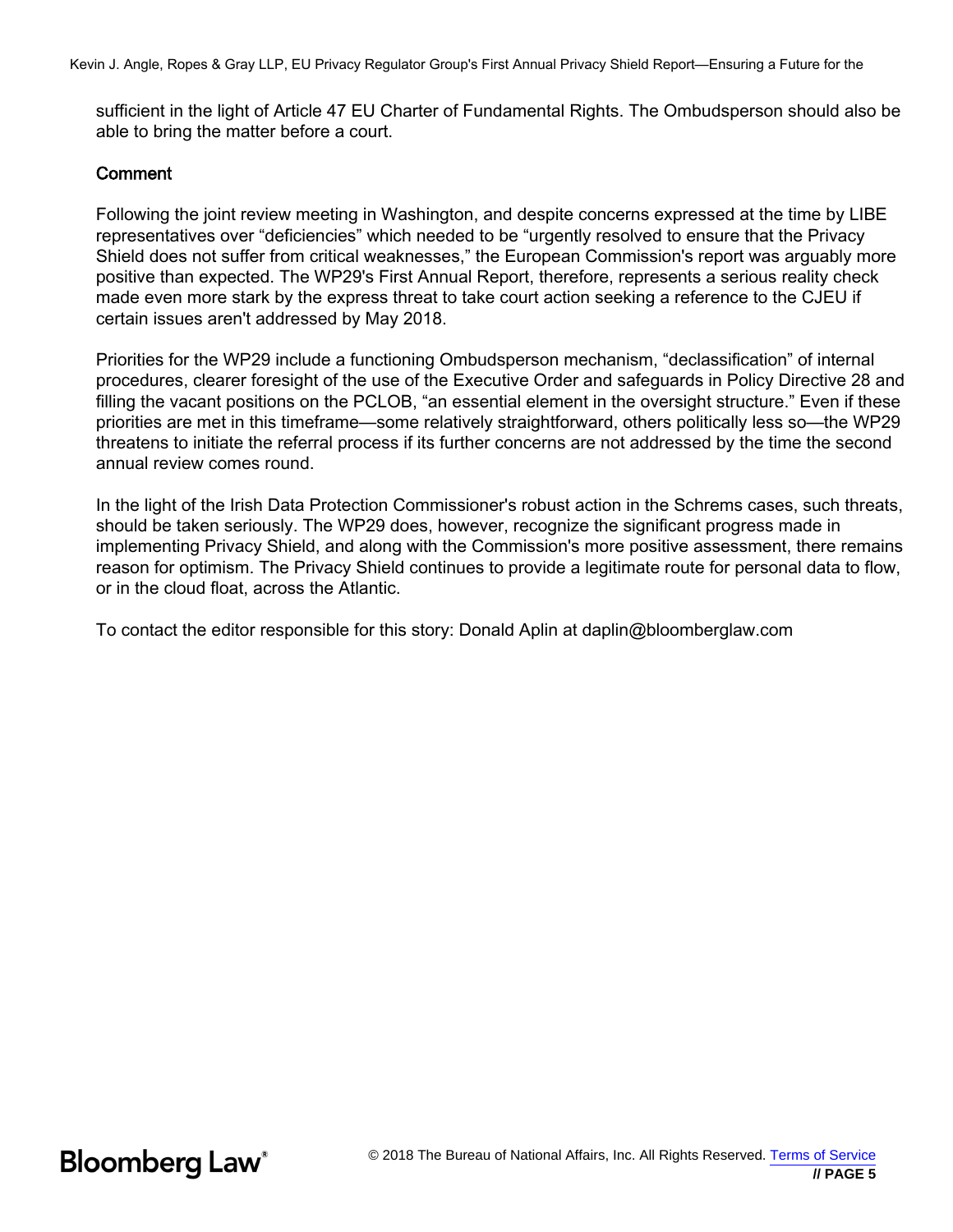sufficient in the light of Article 47 EU Charter of Fundamental Rights. The Ombudsperson should also be able to bring the matter before a court.

### Comment

Following the joint review meeting in Washington, and despite concerns expressed at the time by LIBE representatives over “deficiencies” which needed to be “urgently resolved to ensure that the Privacy Shield does not suffer from critical weaknesses,” the European Commission's report was arguably more positive than expected. The WP29's First Annual Report, therefore, represents a serious reality check made even more stark by the express threat to take court action seeking a reference to the CJEU if certain issues aren't addressed by May 2018.

Priorities for the WP29 include a functioning Ombudsperson mechanism, “declassification” of internal procedures, clearer foresight of the use of the Executive Order and safeguards in Policy Directive 28 and filling the vacant positions on the PCLOB, “an essential element in the oversight structure.” Even if these priorities are met in this timeframe—some relatively straightforward, others politically less so—the WP29 threatens to initiate the referral process if its further concerns are not addressed by the time the second annual review comes round.

In the light of the Irish Data Protection Commissioner's robust action in the Schrems cases, such threats, should be taken seriously. The WP29 does, however, recognize the significant progress made in implementing Privacy Shield, and along with the Commission's more positive assessment, there remains reason for optimism. The Privacy Shield continues to provide a legitimate route for personal data to flow, or in the cloud float, across the Atlantic.

To contact the editor responsible for this story: Donald Aplin at daplin@bloomberglaw.com